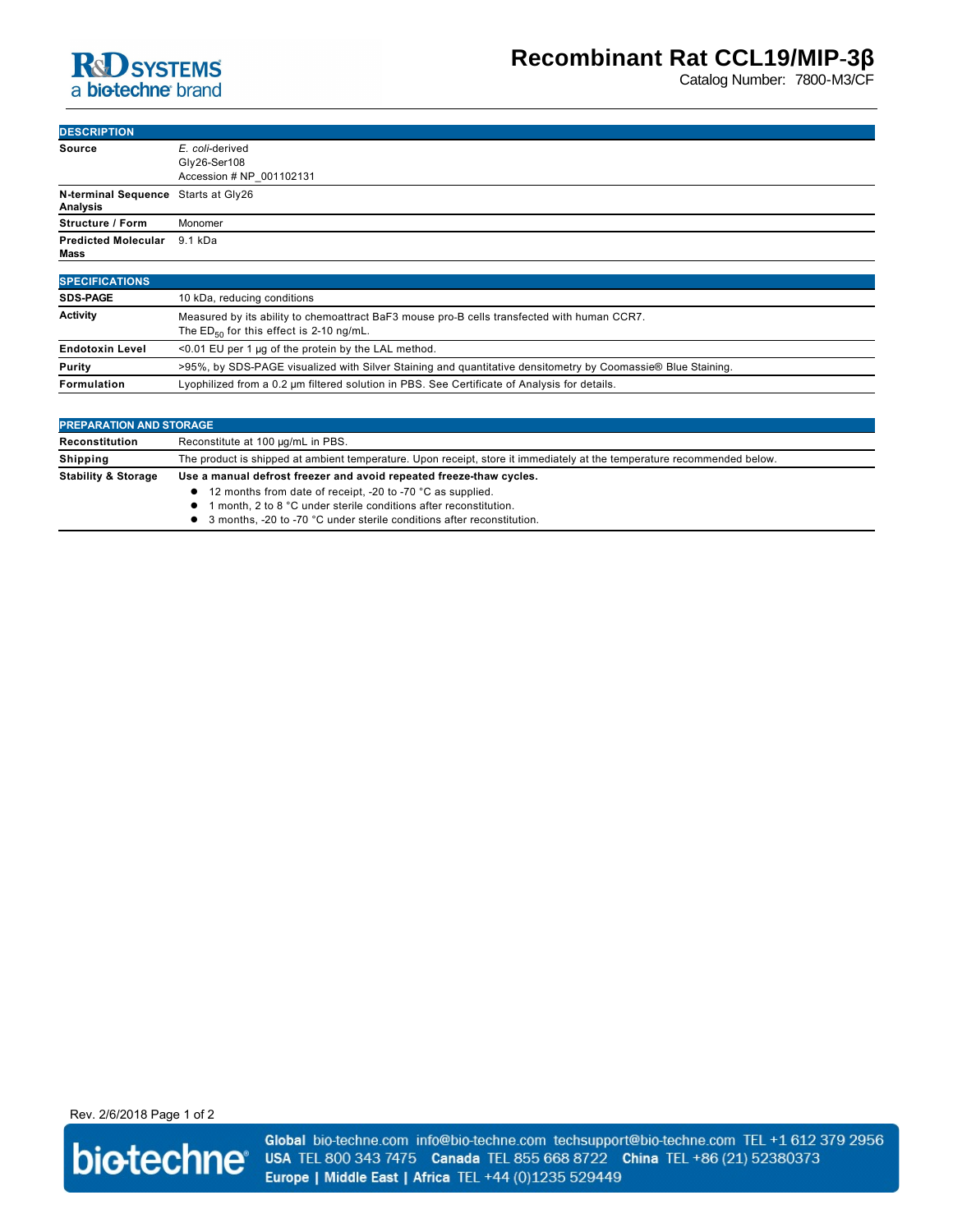# Recombinant Rat CCL19/MIP-3β

Catalog Number: 7800-M3/CF

## DESCRIPTION

| | |
|---|---|
| **Source** | *E. coli*-derived<br>Gly26-Ser108<br>Accession # NP_001102131 |
| **N-terminal Sequence Analysis** | Starts at Gly26 |
| **Structure / Form** | Monomer |
| **Predicted Molecular Mass** | 9.1 kDa |

## SPECIFICATIONS

| | |
|---|---|
| **SDS-PAGE** | 10 kDa, reducing conditions |
| **Activity** | Measured by its ability to chemoattract BaF3 mouse pro-B cells transfected with human CCR7.<br>The $ED_{50}$ for this effect is 2-10 ng/mL. |
| **Endotoxin Level** | <0.01 EU per 1 μg of the protein by the LAL method. |
| **Purity** | >95%, by SDS-PAGE visualized with Silver Staining and quantitative densitometry by Coomassie® Blue Staining. |
| **Formulation** | Lyophilized from a 0.2 μm filtered solution in PBS. See Certificate of Analysis for details. |

## PREPARATION AND STORAGE

| | |
|---|---|
| **Reconstitution** | Reconstitute at 100 μg/mL in PBS. |
| **Shipping** | The product is shipped at ambient temperature. Upon receipt, store it immediately at the temperature recommended below. |
| **Stability & Storage** | **Use a manual defrost freezer and avoid repeated freeze-thaw cycles.**<br>• 12 months from date of receipt, -20 to -70 °C as supplied.<br>• 1 month, 2 to 8 °C under sterile conditions after reconstitution.<br>• 3 months, -20 to -70 °C under sterile conditions after reconstitution. |

Rev. 2/6/2018

**Global** bio-techne.com info@bio-techne.com techsupport@bio-techne.com TEL +1 612 379 2956
**USA** TEL 800 343 7475 **Canada** TEL 855 668 8722 **China** TEL +86 (21) 52380373
**Europe | Middle East | Africa** TEL +44 (0)1235 529449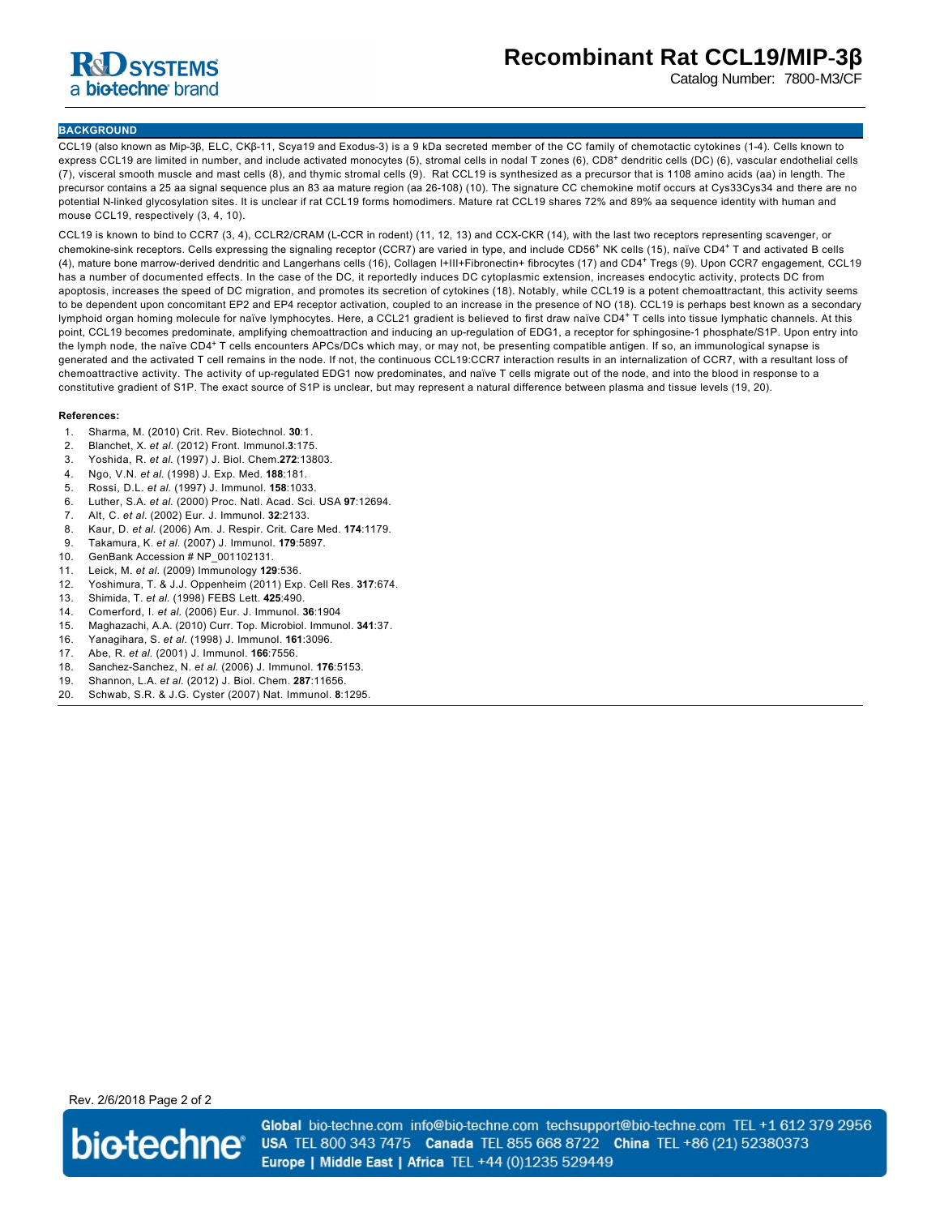## BACKGROUND

CCL19 (also known as Mip-3β, ELC, CKβ-11, Scya19 and Exodus-3) is a 9 kDa secreted member of the CC family of chemotactic cytokines (1-4). Cells known to express CCL19 are limited in number, and include activated monocytes (5), stromal cells in nodal T zones (6), $CD8^+$ dendritic cells (DC) (6), vascular endothelial cells (7), visceral smooth muscle and mast cells (8), and thymic stromal cells (9). Rat CCL19 is synthesized as a precursor that is 1108 amino acids (aa) in length. The precursor contains a 25 aa signal sequence plus an 83 aa mature region (aa 26-108) (10). The signature CC chemokine motif occurs at Cys33Cys34 and there are no potential N-linked glycosylation sites. It is unclear if rat CCL19 forms homodimers. Mature rat CCL19 shares 72% and 89% aa sequence identity with human and mouse CCL19, respectively (3, 4, 10).

CCL19 is known to bind to CCR7 (3, 4), CCLR2/CRAM (L-CCR in rodent) (11, 12, 13) and CCX-CKR (14), with the last two receptors representing scavenger, or chemokine-sink receptors. Cells expressing the signaling receptor (CCR7) are varied in type, and include $CD56^+$ NK cells (15), naïve $CD4^+$ T and activated B cells (4), mature bone marrow-derived dendritic and Langerhans cells (16), Collagen I+III+Fibronectin+ fibrocytes (17) and $CD4^+$ Tregs (9). Upon CCR7 engagement, CCL19 has a number of documented effects. In the case of the DC, it reportedly induces DC cytoplasmic extension, increases endocytic activity, protects DC from apoptosis, increases the speed of DC migration, and promotes its secretion of cytokines (18). Notably, while CCL19 is a potent chemoattractant, this activity seems to be dependent upon concomitant EP2 and EP4 receptor activation, coupled to an increase in the presence of NO (18). CCL19 is perhaps best known as a secondary lymphoid organ homing molecule for naïve lymphocytes. Here, a CCL21 gradient is believed to first draw naïve $CD4^+$ T cells into tissue lymphatic channels. At this point, CCL19 becomes predominate, amplifying chemoattraction and inducing an up-regulation of EDG1, a receptor for sphingosine-1 phosphate/S1P. Upon entry into the lymph node, the naïve $CD4^+$ T cells encounters APCs/DCs which may, or may not, be presenting compatible antigen. If so, an immunological synapse is generated and the activated T cell remains in the node. If not, the continuous CCL19:CCR7 interaction results in an internalization of CCR7, with a resultant loss of chemoattractive activity. The activity of up-regulated EDG1 now predominates, and naïve T cells migrate out of the node, and into the blood in response to a constitutive gradient of S1P. The exact source of S1P is unclear, but may represent a natural difference between plasma and tissue levels (19, 20).

**References:**

1. Sharma, M. (2010) Crit. Rev. Biotechnol. **30**:1.
2. Blanchet, X. *et al.* (2012) Front. Immunol.**3**:175.
3. Yoshida, R. *et al.* (1997) J. Biol. Chem.**272**:13803.
4. Ngo, V.N. *et al.* (1998) J. Exp. Med. **188**:181.
5. Rossi, D.L. *et al.* (1997) J. Immunol. **158**:1033.
6. Luther, S.A. *et al.* (2000) Proc. Natl. Acad. Sci. USA **97**:12694.
7. Alt, C. *et al.* (2002) Eur. J. Immunol. **32**:2133.
8. Kaur, D. *et al.* (2006) Am. J. Respir. Crit. Care Med. **174**:1179.
9. Takamura, K. *et al.* (2007) J. Immunol. **179**:5897.
10. GenBank Accession # NP_001102131.
11. Leick, M. *et al.* (2009) Immunology **129**:536.
12. Yoshimura, T. & J.J. Oppenheim (2011) Exp. Cell Res. **317**:674.
13. Shimida, T. *et al.* (1998) FEBS Lett. **425**:490.
14. Comerford, I. *et al.* (2006) Eur. J. Immunol. **36**:1904
15. Maghazachi, A.A. (2010) Curr. Top. Microbiol. Immunol. **341**:37.
16. Yanagihara, S. *et al.* (1998) J. Immunol. **161**:3096.
17. Abe, R. *et al.* (2001) J. Immunol. **166**:7556.
18. Sanchez-Sanchez, N. *et al.* (2006) J. Immunol. **176**:5153.
19. Shannon, L.A. *et al.* (2012) J. Biol. Chem. **287**:11656.
20. Schwab, S.R. & J.G. Cyster (2007) Nat. Immunol. **8**:1295.